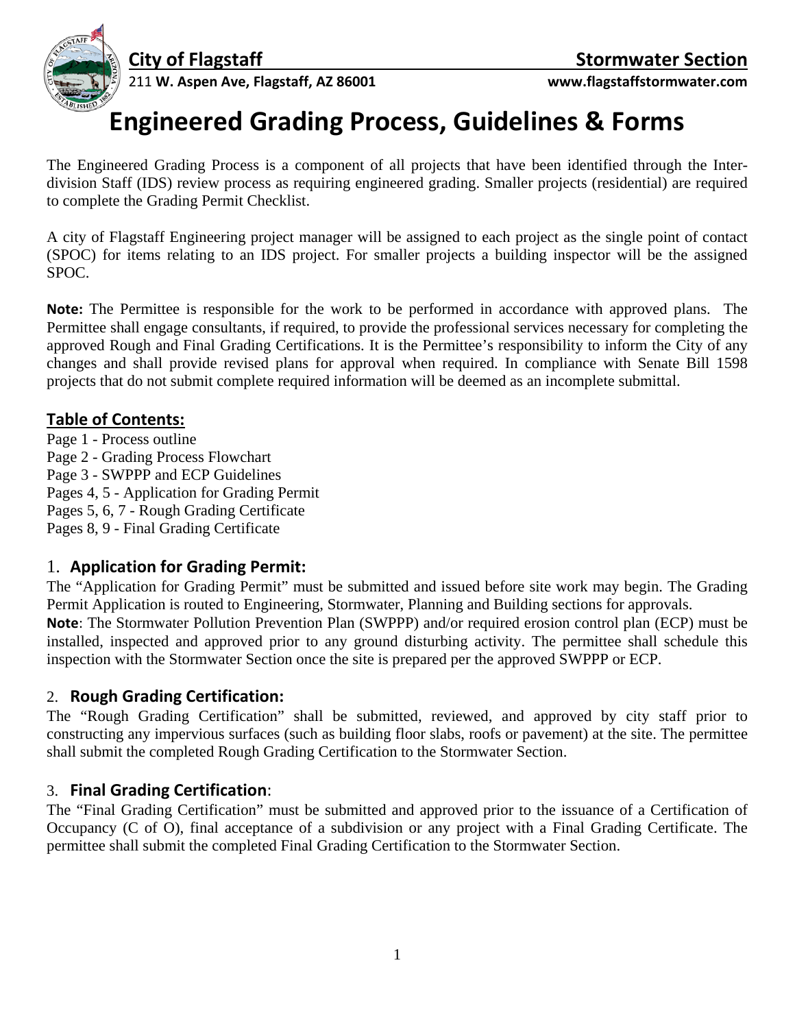**City of Flagstaff** | **Stormwater Section**

211 **W. Aspen Ave, Flagstaff, AZ 86001** | **www.flagstaffstormwater.com**

# Engineered Grading Process, Guidelines & Forms

The Engineered Grading Process is a component of all projects that have been identified through the Inter-division Staff (IDS) review process as requiring engineered grading. Smaller projects (residential) are required to complete the Grading Permit Checklist.

A city of Flagstaff Engineering project manager will be assigned to each project as the single point of contact (SPOC) for items relating to an IDS project. For smaller projects a building inspector will be the assigned SPOC.

**Note:** The Permittee is responsible for the work to be performed in accordance with approved plans. The Permittee shall engage consultants, if required, to provide the professional services necessary for completing the approved Rough and Final Grading Certifications. It is the Permittee's responsibility to inform the City of any changes and shall provide revised plans for approval when required. In compliance with Senate Bill 1598 projects that do not submit complete required information will be deemed as an incomplete submittal.

## Table of Contents:

Page 1 - Process outline
Page 2 - Grading Process Flowchart
Page 3 - SWPPP and ECP Guidelines
Pages 4, 5 - Application for Grading Permit
Pages 5, 6, 7 - Rough Grading Certificate
Pages 8, 9 - Final Grading Certificate

## 1. Application for Grading Permit:

The "Application for Grading Permit" must be submitted and issued before site work may begin. The Grading Permit Application is routed to Engineering, Stormwater, Planning and Building sections for approvals.

**Note**: The Stormwater Pollution Prevention Plan (SWPPP) and/or required erosion control plan (ECP) must be installed, inspected and approved prior to any ground disturbing activity. The permittee shall schedule this inspection with the Stormwater Section once the site is prepared per the approved SWPPP or ECP.

## 2. Rough Grading Certification:

The "Rough Grading Certification" shall be submitted, reviewed, and approved by city staff prior to constructing any impervious surfaces (such as building floor slabs, roofs or pavement) at the site. The permittee shall submit the completed Rough Grading Certification to the Stormwater Section.

## 3. Final Grading Certification:

The "Final Grading Certification" must be submitted and approved prior to the issuance of a Certification of Occupancy (C of O), final acceptance of a subdivision or any project with a Final Grading Certificate. The permittee shall submit the completed Final Grading Certification to the Stormwater Section.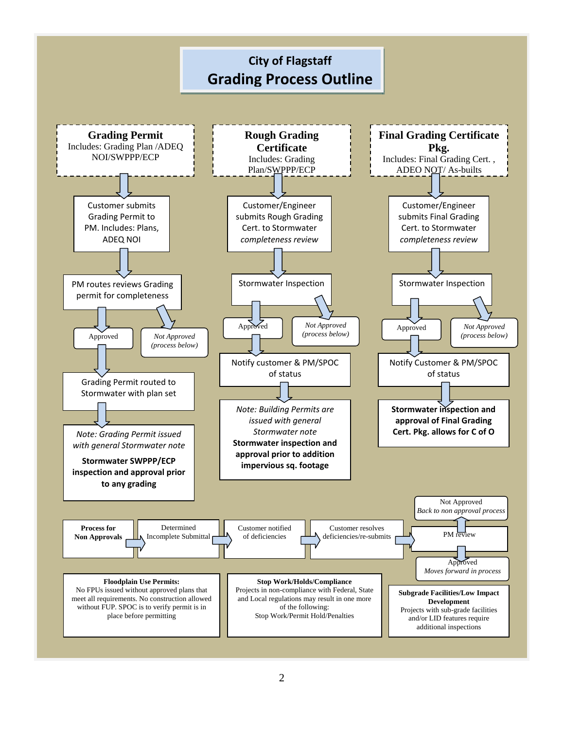# City of Flagstaff

## Grading Process Outline

### Grading Permit

Includes: Grading Plan /ADEQ NOI/SWPPP/ECP

- Customer submits Grading Permit to PM. Includes: Plans, ADEQ NOI
- PM routes reviews Grading permit for completeness
  - Approved
  - *Not Approved (process below)*
- Grading Permit routed to Stormwater with plan set
- *Note: Grading Permit issued with general Stormwater note*

  **Stormwater SWPPP/ECP inspection and approval prior to any grading**

### Rough Grading Certificate

Includes: Grading Plan/SWPPP/ECP

- Customer/Engineer submits Rough Grading Cert. to Stormwater *completeness review*
- Stormwater Inspection
  - Approved
  - *Not Approved (process below)*
- Notify customer & PM/SPOC of status
- *Note: Building Permits are issued with general Stormwater note*

  **Stormwater inspection and approval prior to addition impervious sq. footage**

### Final Grading Certificate Pkg.

Includes: Final Grading Cert. , ADEO NOT/ As-builts

- Customer/Engineer submits Final Grading Cert. to Stormwater *completeness review*
- Stormwater Inspection
  - Approved
  - *Not Approved (process below)*
- Notify Customer & PM/SPOC of status
- **Stormwater inspection and approval of Final Grading Cert. Pkg. allows for C of O**

### Process for Non Approvals

Determined Incomplete Submittal → Customer notified of deficiencies → Customer resolves deficiencies/re-submits → PM review

- Not Approved — *Back to non approval process*
- Approved — *Moves forward in process*

**Floodplain Use Permits:**
No FPUs issued without approved plans that meet all requirements. No construction allowed without FUP. SPOC is to verify permit is in place before permitting

**Stop Work/Holds/Compliance**
Projects in non-compliance with Federal, State and Local regulations may result in one more of the following:
Stop Work/Permit Hold/Penalties

**Subgrade Facilities/Low Impact Development**
Projects with sub-grade facilities and/or LID features require additional inspections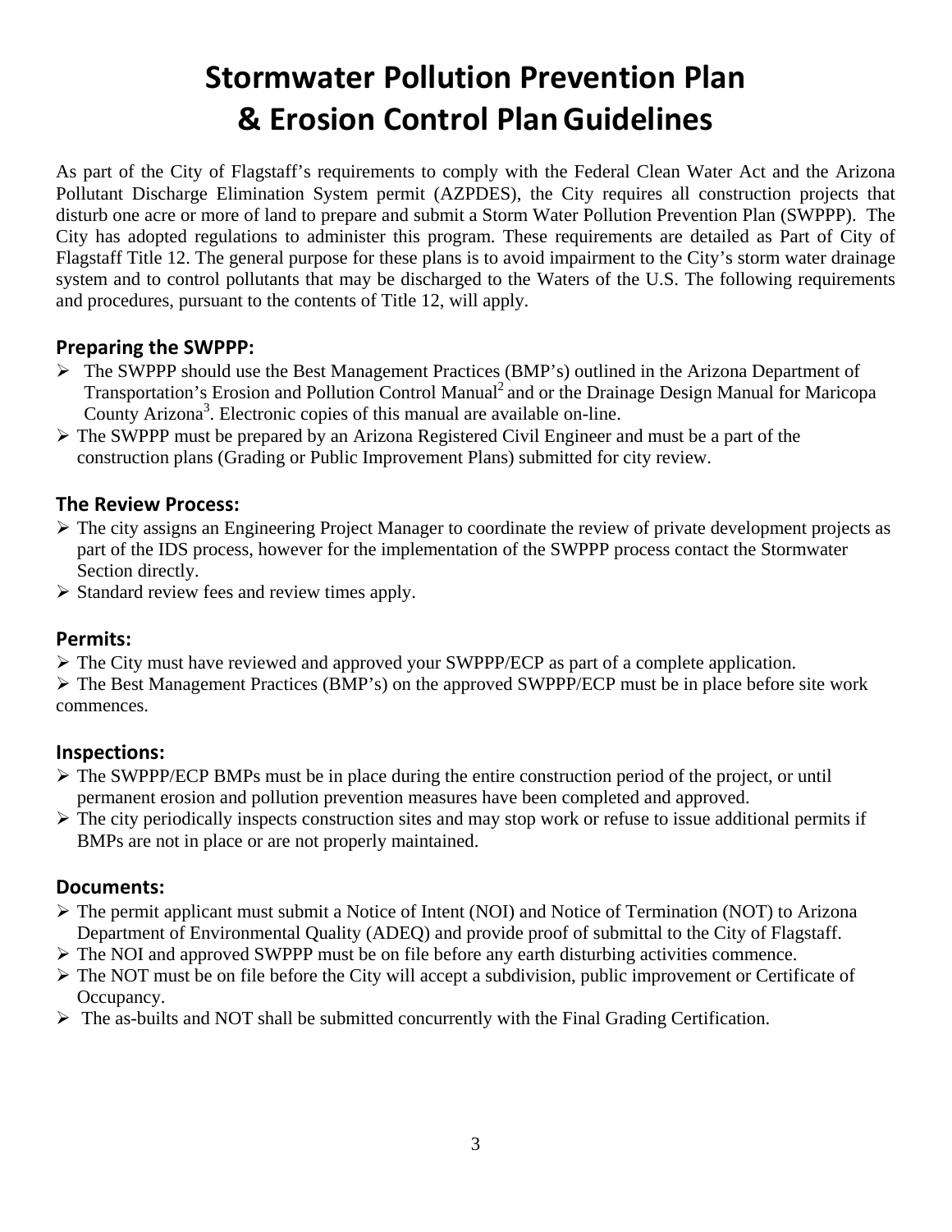# Stormwater Pollution Prevention Plan & Erosion Control Plan Guidelines

As part of the City of Flagstaff's requirements to comply with the Federal Clean Water Act and the Arizona Pollutant Discharge Elimination System permit (AZPDES), the City requires all construction projects that disturb one acre or more of land to prepare and submit a Storm Water Pollution Prevention Plan (SWPPP). The City has adopted regulations to administer this program. These requirements are detailed as Part of City of Flagstaff Title 12. The general purpose for these plans is to avoid impairment to the City's storm water drainage system and to control pollutants that may be discharged to the Waters of the U.S. The following requirements and procedures, pursuant to the contents of Title 12, will apply.

## Preparing the SWPPP:

- The SWPPP should use the Best Management Practices (BMP's) outlined in the Arizona Department of Transportation's Erosion and Pollution Control Manual[2] and or the Drainage Design Manual for Maricopa County Arizona[3]. Electronic copies of this manual are available on-line.
- The SWPPP must be prepared by an Arizona Registered Civil Engineer and must be a part of the construction plans (Grading or Public Improvement Plans) submitted for city review.

## The Review Process:

- The city assigns an Engineering Project Manager to coordinate the review of private development projects as part of the IDS process, however for the implementation of the SWPPP process contact the Stormwater Section directly.
- Standard review fees and review times apply.

## Permits:

- The City must have reviewed and approved your SWPPP/ECP as part of a complete application.
- The Best Management Practices (BMP's) on the approved SWPPP/ECP must be in place before site work commences.

## Inspections:

- The SWPPP/ECP BMPs must be in place during the entire construction period of the project, or until permanent erosion and pollution prevention measures have been completed and approved.
- The city periodically inspects construction sites and may stop work or refuse to issue additional permits if BMPs are not in place or are not properly maintained.

## Documents:

- The permit applicant must submit a Notice of Intent (NOI) and Notice of Termination (NOT) to Arizona Department of Environmental Quality (ADEQ) and provide proof of submittal to the City of Flagstaff.
- The NOI and approved SWPPP must be on file before any earth disturbing activities commence.
- The NOT must be on file before the City will accept a subdivision, public improvement or Certificate of Occupancy.
- The as-builts and NOT shall be submitted concurrently with the Final Grading Certification.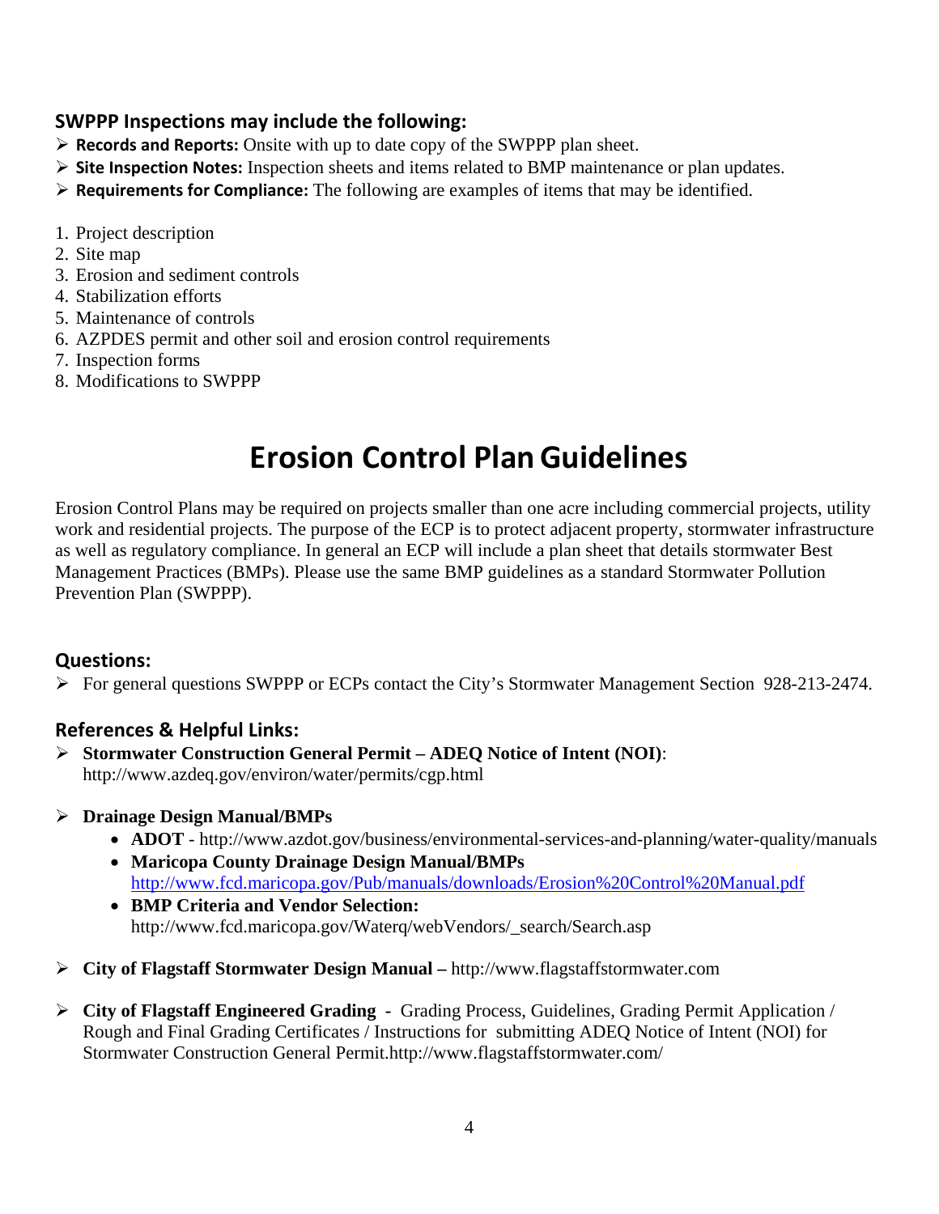### SWPPP Inspections may include the following:

- **Records and Reports:** Onsite with up to date copy of the SWPPP plan sheet.
- **Site Inspection Notes:** Inspection sheets and items related to BMP maintenance or plan updates.
- **Requirements for Compliance:** The following are examples of items that may be identified.

1. Project description
2. Site map
3. Erosion and sediment controls
4. Stabilization efforts
5. Maintenance of controls
6. AZPDES permit and other soil and erosion control requirements
7. Inspection forms
8. Modifications to SWPPP

# Erosion Control Plan Guidelines

Erosion Control Plans may be required on projects smaller than one acre including commercial projects, utility work and residential projects. The purpose of the ECP is to protect adjacent property, stormwater infrastructure as well as regulatory compliance. In general an ECP will include a plan sheet that details stormwater Best Management Practices (BMPs). Please use the same BMP guidelines as a standard Stormwater Pollution Prevention Plan (SWPPP).

### Questions:

- For general questions SWPPP or ECPs contact the City's Stormwater Management Section 928-213-2474.

### References & Helpful Links:

- **Stormwater Construction General Permit – ADEQ Notice of Intent (NOI)**: http://www.azdeq.gov/environ/water/permits/cgp.html

- **Drainage Design Manual/BMPs**
  - **ADOT** - http://www.azdot.gov/business/environmental-services-and-planning/water-quality/manuals
  - **Maricopa County Drainage Design Manual/BMPs** http://www.fcd.maricopa.gov/Pub/manuals/downloads/Erosion%20Control%20Manual.pdf
  - **BMP Criteria and Vendor Selection:** http://www.fcd.maricopa.gov/Waterq/webVendors/_search/Search.asp

- **City of Flagstaff Stormwater Design Manual –** http://www.flagstaffstormwater.com

- **City of Flagstaff Engineered Grading** - Grading Process, Guidelines, Grading Permit Application / Rough and Final Grading Certificates / Instructions for submitting ADEQ Notice of Intent (NOI) for Stormwater Construction General Permit.http://www.flagstaffstormwater.com/